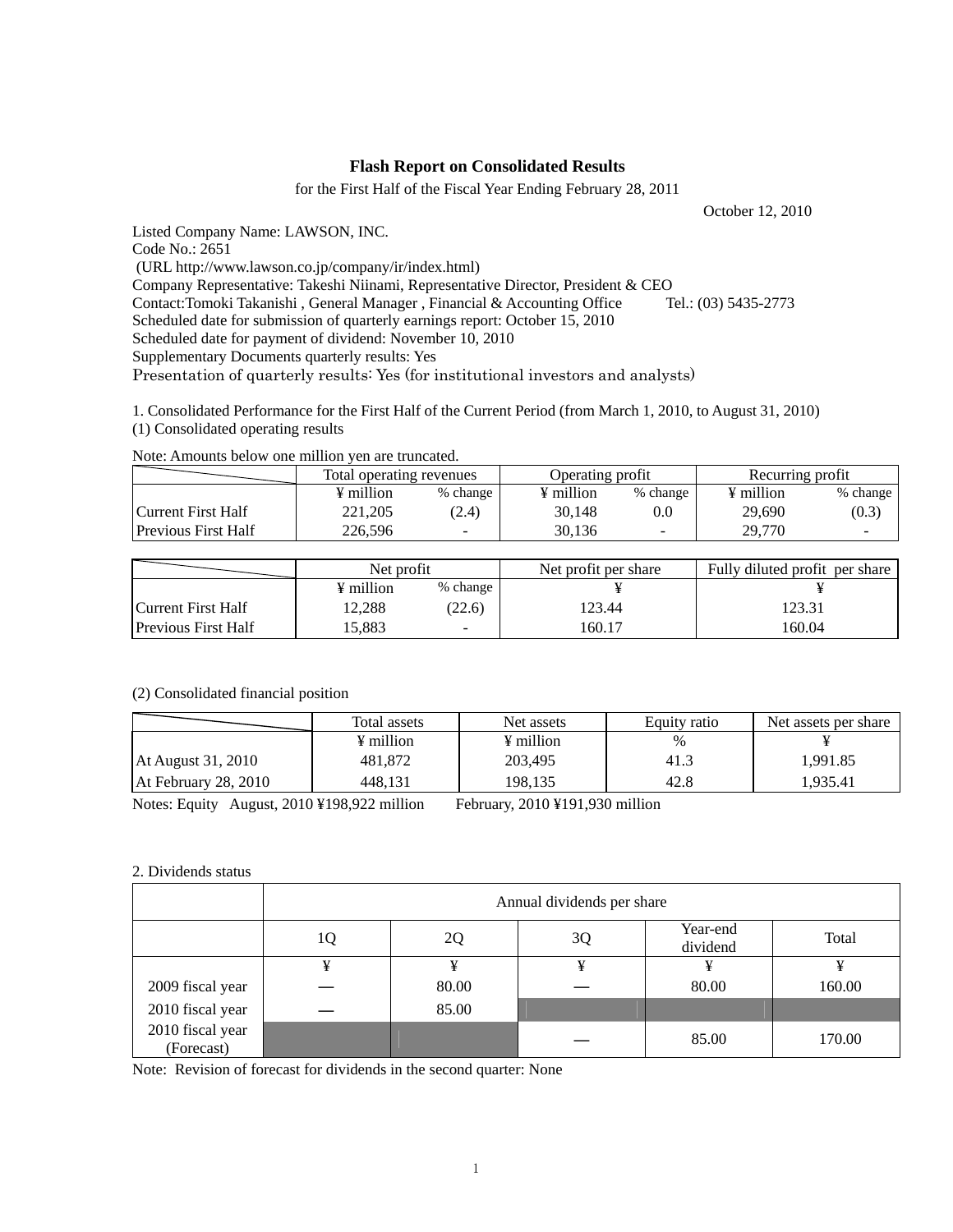# Flash Report on Consolidated Results

for the First Half of the Fiscal Year Ending February 28, 2011

October 12, 2010

Listed Company Name: LAWSON, INC.
Code No.: 2651
(URL http://www.lawson.co.jp/company/ir/index.html)
Company Representative: Takeshi Niinami, Representative Director, President & CEO
Contact:Tomoki Takanishi , General Manager , Financial & Accounting Office Tel.: (03) 5435-2773
Scheduled date for submission of quarterly earnings report: October 15, 2010
Scheduled date for payment of dividend: November 10, 2010
Supplementary Documents quarterly results: Yes
Presentation of quarterly results: Yes (for institutional investors and analysts)

1. Consolidated Performance for the First Half of the Current Period (from March 1, 2010, to August 31, 2010)
(1) Consolidated operating results

Note: Amounts below one million yen are truncated.

| | Total operating revenues | | Operating profit | | Recurring profit | |
|---|---|---|---|---|---|---|
| | ¥ million | % change | ¥ million | % change | ¥ million | % change |
| Current First Half | 221,205 | (2.4) | 30,148 | 0.0 | 29,690 | (0.3) |
| Previous First Half | 226,596 | - | 30,136 | - | 29,770 | - |

| | Net profit | | Net profit per share | Fully diluted profit per share |
|---|---|---|---|---|
| | ¥ million | % change | ¥ | ¥ |
| Current First Half | 12,288 | (22.6) | 123.44 | 123.31 |
| Previous First Half | 15,883 | - | 160.17 | 160.04 |

(2) Consolidated financial position

| | Total assets | Net assets | Equity ratio | Net assets per share |
|---|---|---|---|---|
| | ¥ million | ¥ million | % | ¥ |
| At August 31, 2010 | 481,872 | 203,495 | 41.3 | 1,991.85 |
| At February 28, 2010 | 448,131 | 198,135 | 42.8 | 1,935.41 |

Notes: Equity August, 2010 ¥198,922 million February, 2010 ¥191,930 million

2. Dividends status

| | Annual dividends per share | | | | |
|---|---|---|---|---|---|
| | 1Q | 2Q | 3Q | Year-end dividend | Total |
| | ¥ | ¥ | ¥ | ¥ | ¥ |
| 2009 fiscal year | ― | 80.00 | ― | 80.00 | 160.00 |
| 2010 fiscal year | ― | 85.00 | | | |
| 2010 fiscal year (Forecast) | | | ― | 85.00 | 170.00 |

Note: Revision of forecast for dividends in the second quarter: None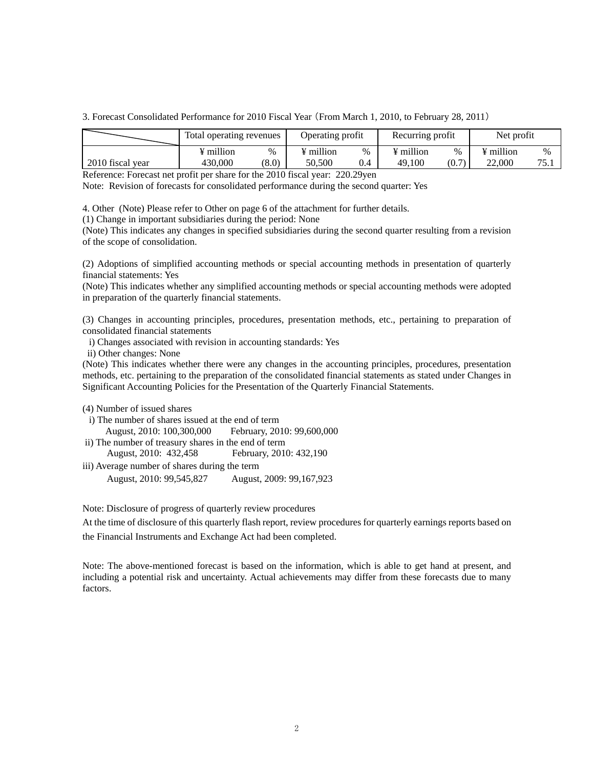3. Forecast Consolidated Performance for 2010 Fiscal Year（From March 1, 2010, to February 28, 2011）

| | Total operating revenues | | Operating profit | | Recurring profit | | Net profit | |
|---|---|---|---|---|---|---|---|---|
| | ¥ million | % | ¥ million | % | ¥ million | % | ¥ million | % |
| 2010 fiscal year | 430,000 | (8.0) | 50,500 | 0.4 | 49,100 | (0.7) | 22,000 | 75.1 |

Reference: Forecast net profit per share for the 2010 fiscal year: 220.29yen

Note: Revision of forecasts for consolidated performance during the second quarter: Yes

4. Other (Note) Please refer to Other on page 6 of the attachment for further details.

(1) Change in important subsidiaries during the period: None

(Note) This indicates any changes in specified subsidiaries during the second quarter resulting from a revision of the scope of consolidation.

(2) Adoptions of simplified accounting methods or special accounting methods in presentation of quarterly financial statements: Yes

(Note) This indicates whether any simplified accounting methods or special accounting methods were adopted in preparation of the quarterly financial statements.

(3) Changes in accounting principles, procedures, presentation methods, etc., pertaining to preparation of consolidated financial statements

i) Changes associated with revision in accounting standards: Yes

ii) Other changes: None

(Note) This indicates whether there were any changes in the accounting principles, procedures, presentation methods, etc. pertaining to the preparation of the consolidated financial statements as stated under Changes in Significant Accounting Policies for the Presentation of the Quarterly Financial Statements.

(4) Number of issued shares

i) The number of shares issued at the end of term

August, 2010: 100,300,000 February, 2010: 99,600,000

ii) The number of treasury shares in the end of term

August, 2010: 432,458 February, 2010: 432,190

iii) Average number of shares during the term

August, 2010: 99,545,827 August, 2009: 99,167,923

Note: Disclosure of progress of quarterly review procedures

At the time of disclosure of this quarterly flash report, review procedures for quarterly earnings reports based on the Financial Instruments and Exchange Act had been completed.

Note: The above-mentioned forecast is based on the information, which is able to get hand at present, and including a potential risk and uncertainty. Actual achievements may differ from these forecasts due to many factors.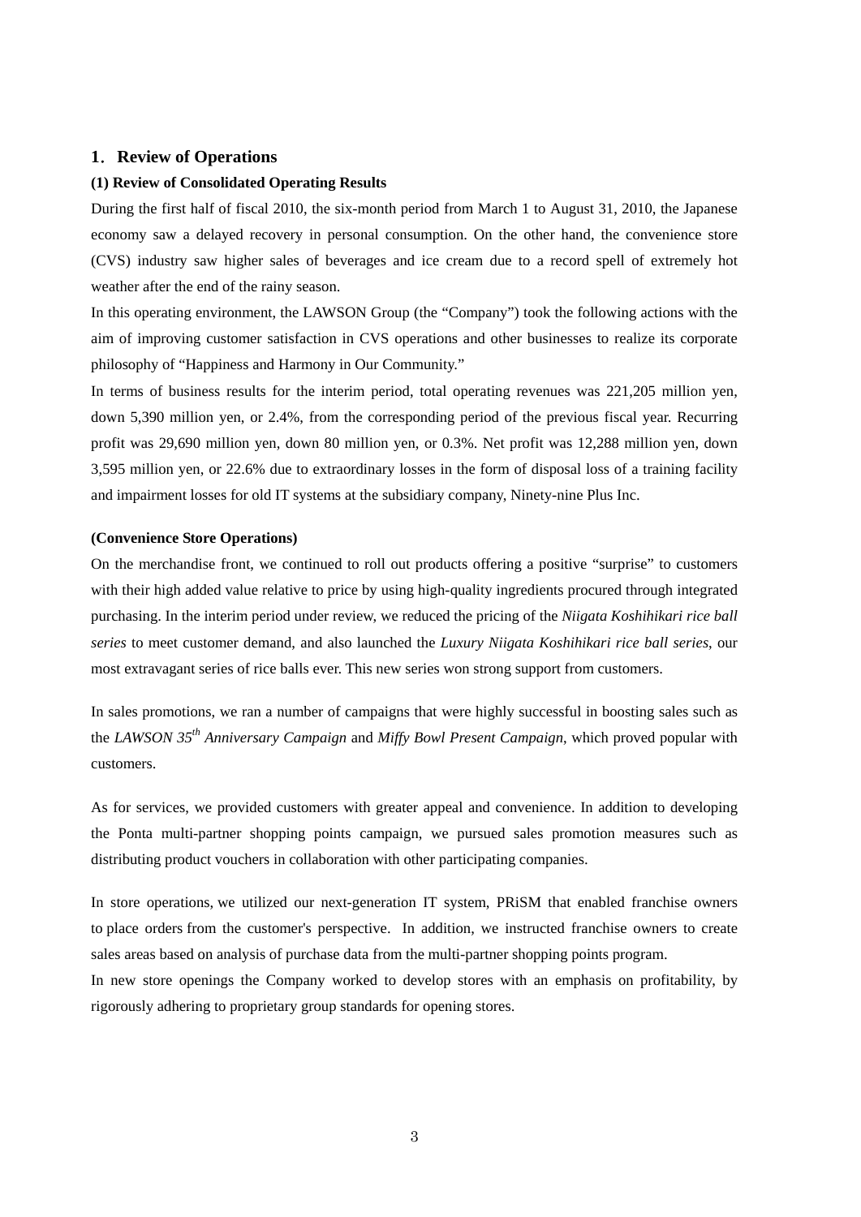## 1. Review of Operations

### (1) Review of Consolidated Operating Results

During the first half of fiscal 2010, the six-month period from March 1 to August 31, 2010, the Japanese economy saw a delayed recovery in personal consumption. On the other hand, the convenience store (CVS) industry saw higher sales of beverages and ice cream due to a record spell of extremely hot weather after the end of the rainy season.

In this operating environment, the LAWSON Group (the "Company") took the following actions with the aim of improving customer satisfaction in CVS operations and other businesses to realize its corporate philosophy of "Happiness and Harmony in Our Community."

In terms of business results for the interim period, total operating revenues was 221,205 million yen, down 5,390 million yen, or 2.4%, from the corresponding period of the previous fiscal year. Recurring profit was 29,690 million yen, down 80 million yen, or 0.3%. Net profit was 12,288 million yen, down 3,595 million yen, or 22.6% due to extraordinary losses in the form of disposal loss of a training facility and impairment losses for old IT systems at the subsidiary company, Ninety-nine Plus Inc.

**(Convenience Store Operations)**

On the merchandise front, we continued to roll out products offering a positive "surprise" to customers with their high added value relative to price by using high-quality ingredients procured through integrated purchasing. In the interim period under review, we reduced the pricing of the *Niigata Koshihikari rice ball series* to meet customer demand, and also launched the *Luxury Niigata Koshihikari rice ball series*, our most extravagant series of rice balls ever. This new series won strong support from customers.

In sales promotions, we ran a number of campaigns that were highly successful in boosting sales such as the *LAWSON 35th Anniversary Campaign* and *Miffy Bowl Present Campaign*, which proved popular with customers.

As for services, we provided customers with greater appeal and convenience. In addition to developing the Ponta multi-partner shopping points campaign, we pursued sales promotion measures such as distributing product vouchers in collaboration with other participating companies.

In store operations, we utilized our next-generation IT system, PRiSM that enabled franchise owners to place orders from the customer's perspective. In addition, we instructed franchise owners to create sales areas based on analysis of purchase data from the multi-partner shopping points program.

In new store openings the Company worked to develop stores with an emphasis on profitability, by rigorously adhering to proprietary group standards for opening stores.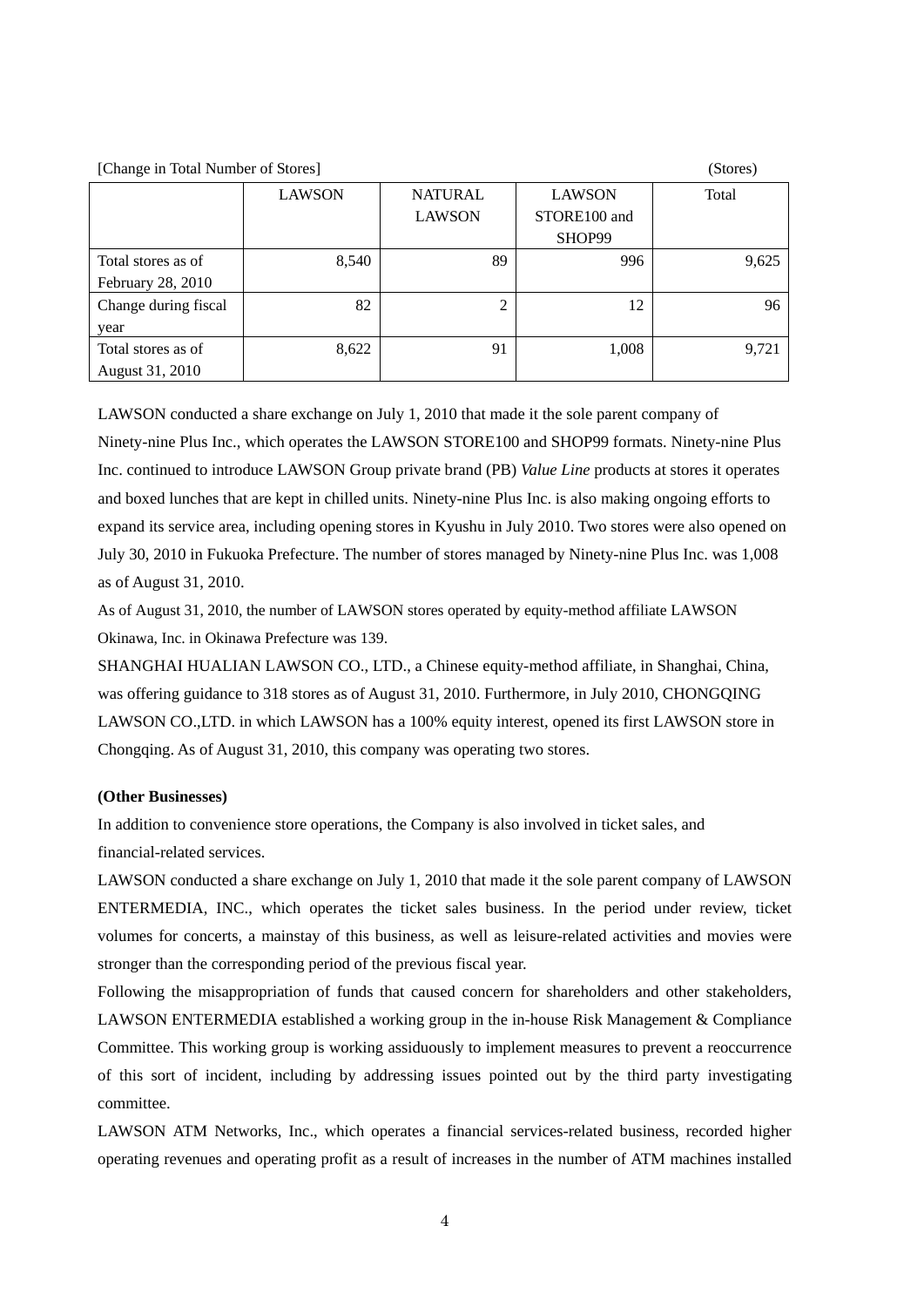[Change in Total Number of Stores] (Stores)

| | LAWSON | NATURAL LAWSON | LAWSON STORE100 and SHOP99 | Total |
|---|---|---|---|---|
| Total stores as of February 28, 2010 | 8,540 | 89 | 996 | 9,625 |
| Change during fiscal year | 82 | 2 | 12 | 96 |
| Total stores as of August 31, 2010 | 8,622 | 91 | 1,008 | 9,721 |

LAWSON conducted a share exchange on July 1, 2010 that made it the sole parent company of Ninety-nine Plus Inc., which operates the LAWSON STORE100 and SHOP99 formats. Ninety-nine Plus Inc. continued to introduce LAWSON Group private brand (PB) *Value Line* products at stores it operates and boxed lunches that are kept in chilled units. Ninety-nine Plus Inc. is also making ongoing efforts to expand its service area, including opening stores in Kyushu in July 2010. Two stores were also opened on July 30, 2010 in Fukuoka Prefecture. The number of stores managed by Ninety-nine Plus Inc. was 1,008 as of August 31, 2010.

As of August 31, 2010, the number of LAWSON stores operated by equity-method affiliate LAWSON Okinawa, Inc. in Okinawa Prefecture was 139.

SHANGHAI HUALIAN LAWSON CO., LTD., a Chinese equity-method affiliate, in Shanghai, China, was offering guidance to 318 stores as of August 31, 2010. Furthermore, in July 2010, CHONGQING LAWSON CO.,LTD. in which LAWSON has a 100% equity interest, opened its first LAWSON store in Chongqing. As of August 31, 2010, this company was operating two stores.

**(Other Businesses)**

In addition to convenience store operations, the Company is also involved in ticket sales, and financial-related services.

LAWSON conducted a share exchange on July 1, 2010 that made it the sole parent company of LAWSON ENTERMEDIA, INC., which operates the ticket sales business. In the period under review, ticket volumes for concerts, a mainstay of this business, as well as leisure-related activities and movies were stronger than the corresponding period of the previous fiscal year.

Following the misappropriation of funds that caused concern for shareholders and other stakeholders, LAWSON ENTERMEDIA established a working group in the in-house Risk Management & Compliance Committee. This working group is working assiduously to implement measures to prevent a reoccurrence of this sort of incident, including by addressing issues pointed out by the third party investigating committee.

LAWSON ATM Networks, Inc., which operates a financial services-related business, recorded higher operating revenues and operating profit as a result of increases in the number of ATM machines installed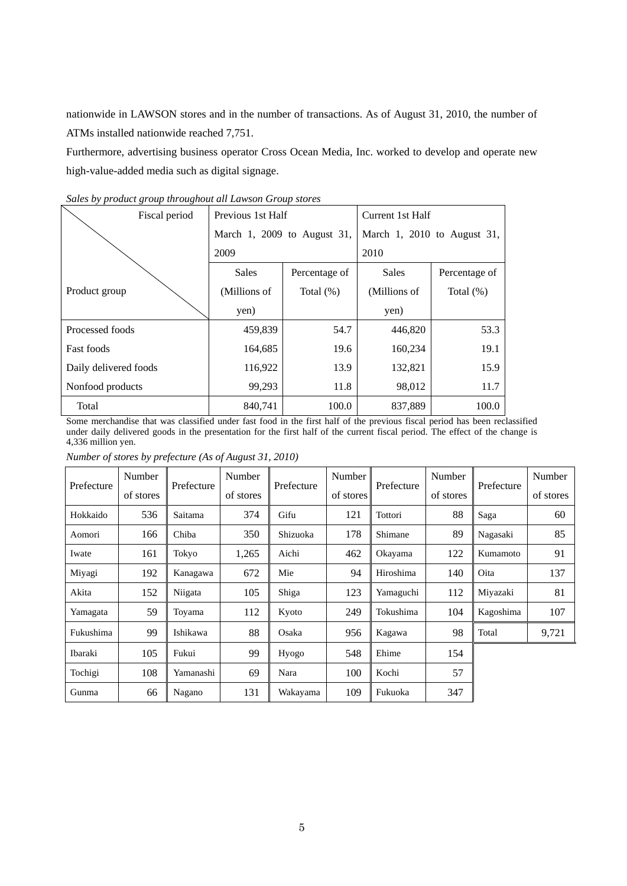nationwide in LAWSON stores and in the number of transactions. As of August 31, 2010, the number of ATMs installed nationwide reached 7,751.

Furthermore, advertising business operator Cross Ocean Media, Inc. worked to develop and operate new high-value-added media such as digital signage.

*Sales by product group throughout all Lawson Group stores*

| Fiscal period / Product group | Previous 1st Half March 1, 2009 to August 31, 2009 | | Current 1st Half March 1, 2010 to August 31, 2010 | |
|---|---|---|---|---|
| | Sales (Millions of yen) | Percentage of Total (%) | Sales (Millions of yen) | Percentage of Total (%) |
| Processed foods | 459,839 | 54.7 | 446,820 | 53.3 |
| Fast foods | 164,685 | 19.6 | 160,234 | 19.1 |
| Daily delivered foods | 116,922 | 13.9 | 132,821 | 15.9 |
| Nonfood products | 99,293 | 11.8 | 98,012 | 11.7 |
| Total | 840,741 | 100.0 | 837,889 | 100.0 |

Some merchandise that was classified under fast food in the first half of the previous fiscal period has been reclassified under daily delivered goods in the presentation for the first half of the current fiscal period. The effect of the change is 4,336 million yen.

*Number of stores by prefecture (As of August 31, 2010)*

| Prefecture | Number of stores | Prefecture | Number of stores | Prefecture | Number of stores | Prefecture | Number of stores | Prefecture | Number of stores |
|---|---|---|---|---|---|---|---|---|---|
| Hokkaido | 536 | Saitama | 374 | Gifu | 121 | Tottori | 88 | Saga | 60 |
| Aomori | 166 | Chiba | 350 | Shizuoka | 178 | Shimane | 89 | Nagasaki | 85 |
| Iwate | 161 | Tokyo | 1,265 | Aichi | 462 | Okayama | 122 | Kumamoto | 91 |
| Miyagi | 192 | Kanagawa | 672 | Mie | 94 | Hiroshima | 140 | Oita | 137 |
| Akita | 152 | Niigata | 105 | Shiga | 123 | Yamaguchi | 112 | Miyazaki | 81 |
| Yamagata | 59 | Toyama | 112 | Kyoto | 249 | Tokushima | 104 | Kagoshima | 107 |
| Fukushima | 99 | Ishikawa | 88 | Osaka | 956 | Kagawa | 98 | Total | 9,721 |
| Ibaraki | 105 | Fukui | 99 | Hyogo | 548 | Ehime | 154 | | |
| Tochigi | 108 | Yamanashi | 69 | Nara | 100 | Kochi | 57 | | |
| Gunma | 66 | Nagano | 131 | Wakayama | 109 | Fukuoka | 347 | | |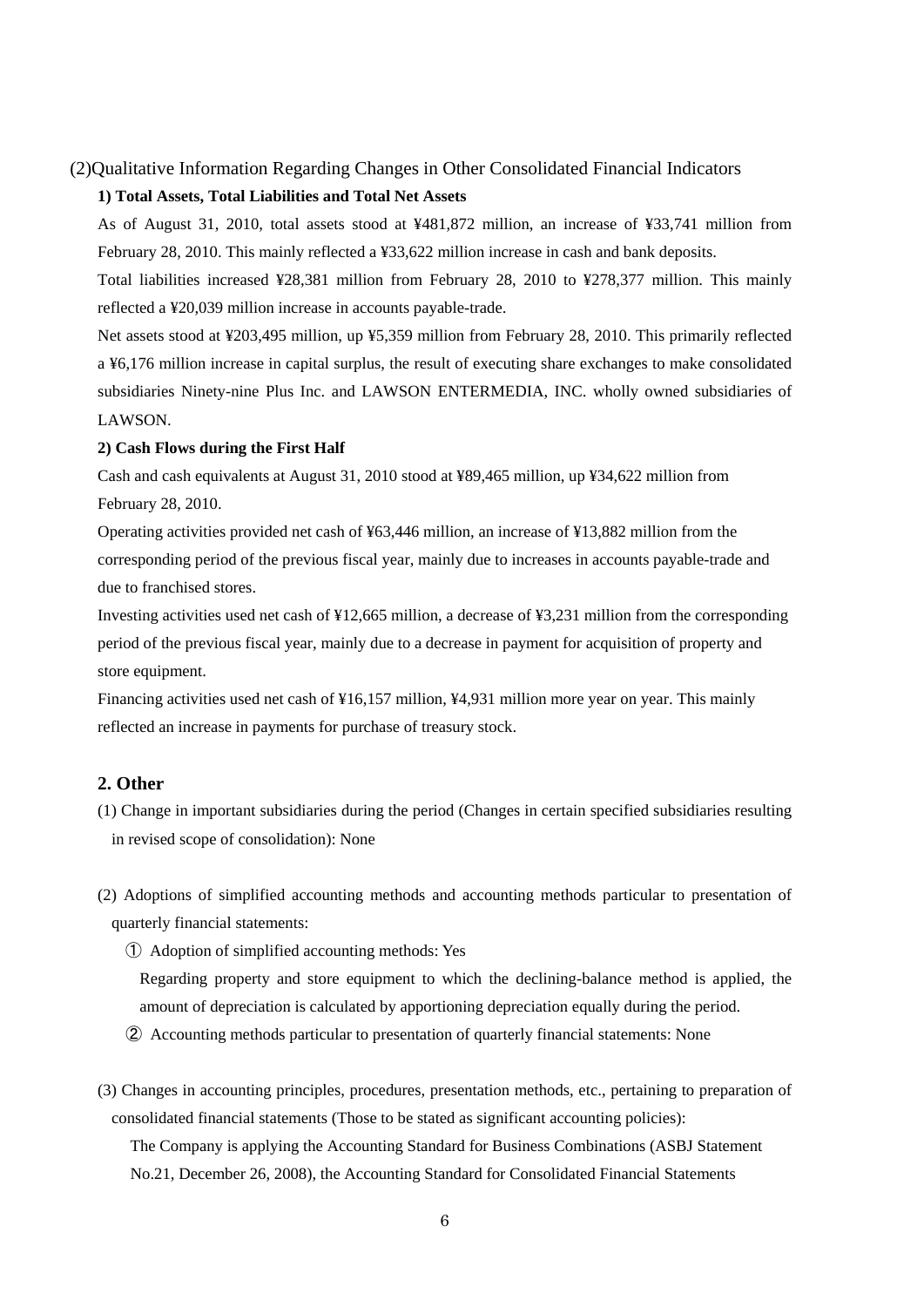## (2)Qualitative Information Regarding Changes in Other Consolidated Financial Indicators

### 1) Total Assets, Total Liabilities and Total Net Assets

As of August 31, 2010, total assets stood at ¥481,872 million, an increase of ¥33,741 million from February 28, 2010. This mainly reflected a ¥33,622 million increase in cash and bank deposits.

Total liabilities increased ¥28,381 million from February 28, 2010 to ¥278,377 million. This mainly reflected a ¥20,039 million increase in accounts payable-trade.

Net assets stood at ¥203,495 million, up ¥5,359 million from February 28, 2010. This primarily reflected a ¥6,176 million increase in capital surplus, the result of executing share exchanges to make consolidated subsidiaries Ninety-nine Plus Inc. and LAWSON ENTERMEDIA, INC. wholly owned subsidiaries of LAWSON.

### 2) Cash Flows during the First Half

Cash and cash equivalents at August 31, 2010 stood at ¥89,465 million, up ¥34,622 million from February 28, 2010.

Operating activities provided net cash of ¥63,446 million, an increase of ¥13,882 million from the corresponding period of the previous fiscal year, mainly due to increases in accounts payable-trade and due to franchised stores.

Investing activities used net cash of ¥12,665 million, a decrease of ¥3,231 million from the corresponding period of the previous fiscal year, mainly due to a decrease in payment for acquisition of property and store equipment.

Financing activities used net cash of ¥16,157 million, ¥4,931 million more year on year. This mainly reflected an increase in payments for purchase of treasury stock.

## 2. Other

(1) Change in important subsidiaries during the period (Changes in certain specified subsidiaries resulting in revised scope of consolidation): None

(2) Adoptions of simplified accounting methods and accounting methods particular to presentation of quarterly financial statements:

① Adoption of simplified accounting methods: Yes

Regarding property and store equipment to which the declining-balance method is applied, the amount of depreciation is calculated by apportioning depreciation equally during the period.

② Accounting methods particular to presentation of quarterly financial statements: None

(3) Changes in accounting principles, procedures, presentation methods, etc., pertaining to preparation of consolidated financial statements (Those to be stated as significant accounting policies):

The Company is applying the Accounting Standard for Business Combinations (ASBJ Statement No.21, December 26, 2008), the Accounting Standard for Consolidated Financial Statements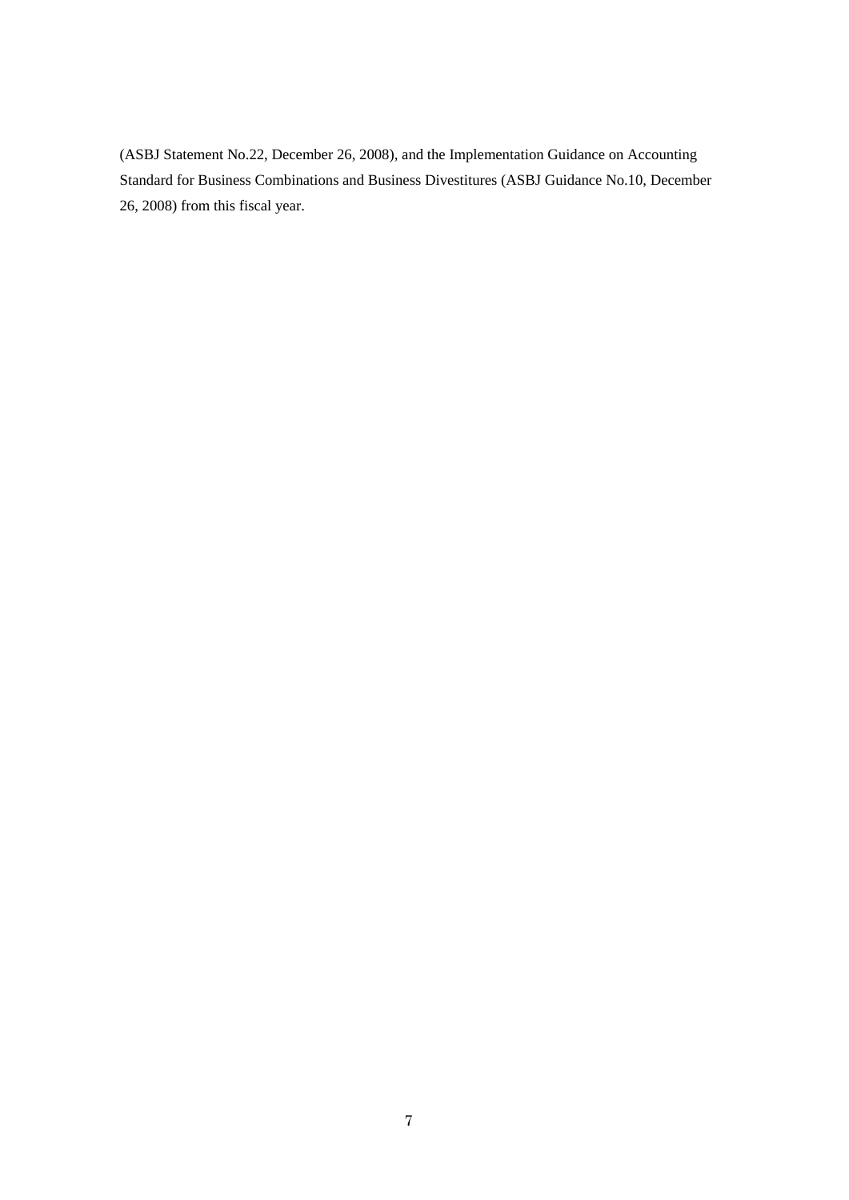(ASBJ Statement No.22, December 26, 2008), and the Implementation Guidance on Accounting Standard for Business Combinations and Business Divestitures (ASBJ Guidance No.10, December 26, 2008) from this fiscal year.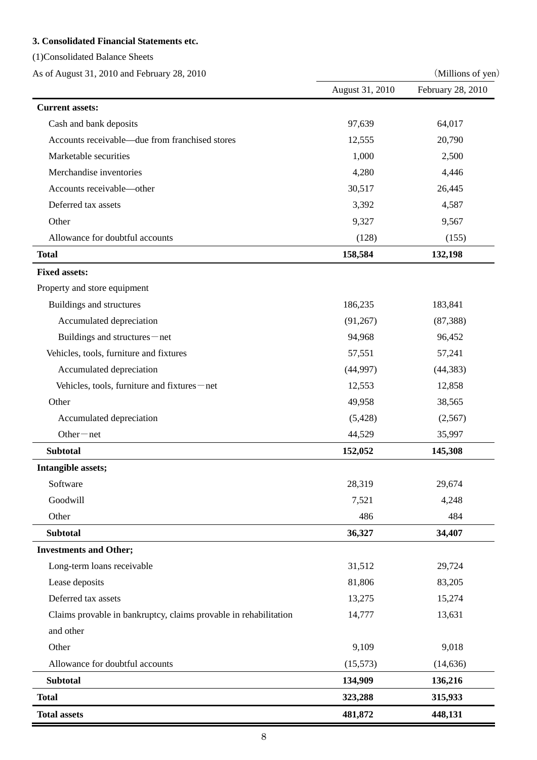### 3. Consolidated Financial Statements etc.

(1)Consolidated Balance Sheets

As of August 31, 2010 and February 28, 2010

(Millions of yen)

| | August 31, 2010 | February 28, 2010 |
|---|---|---|
| **Current assets:** | | |
| Cash and bank deposits | 97,639 | 64,017 |
| Accounts receivable—due from franchised stores | 12,555 | 20,790 |
| Marketable securities | 1,000 | 2,500 |
| Merchandise inventories | 4,280 | 4,446 |
| Accounts receivable—other | 30,517 | 26,445 |
| Deferred tax assets | 3,392 | 4,587 |
| Other | 9,327 | 9,567 |
| Allowance for doubtful accounts | (128) | (155) |
| **Total** | **158,584** | **132,198** |
| **Fixed assets:** | | |
| Property and store equipment | | |
| Buildings and structures | 186,235 | 183,841 |
| Accumulated depreciation | (91,267) | (87,388) |
| Buildings and structures－net | 94,968 | 96,452 |
| Vehicles, tools, furniture and fixtures | 57,551 | 57,241 |
| Accumulated depreciation | (44,997) | (44,383) |
| Vehicles, tools, furniture and fixtures－net | 12,553 | 12,858 |
| Other | 49,958 | 38,565 |
| Accumulated depreciation | (5,428) | (2,567) |
| Other－net | 44,529 | 35,997 |
| **Subtotal** | **152,052** | **145,308** |
| **Intangible assets;** | | |
| Software | 28,319 | 29,674 |
| Goodwill | 7,521 | 4,248 |
| Other | 486 | 484 |
| **Subtotal** | **36,327** | **34,407** |
| **Investments and Other;** | | |
| Long-term loans receivable | 31,512 | 29,724 |
| Lease deposits | 81,806 | 83,205 |
| Deferred tax assets | 13,275 | 15,274 |
| Claims provable in bankruptcy, claims provable in rehabilitation and other | 14,777 | 13,631 |
| Other | 9,109 | 9,018 |
| Allowance for doubtful accounts | (15,573) | (14,636) |
| **Subtotal** | **134,909** | **136,216** |
| **Total** | **323,288** | **315,933** |
| **Total assets** | **481,872** | **448,131** |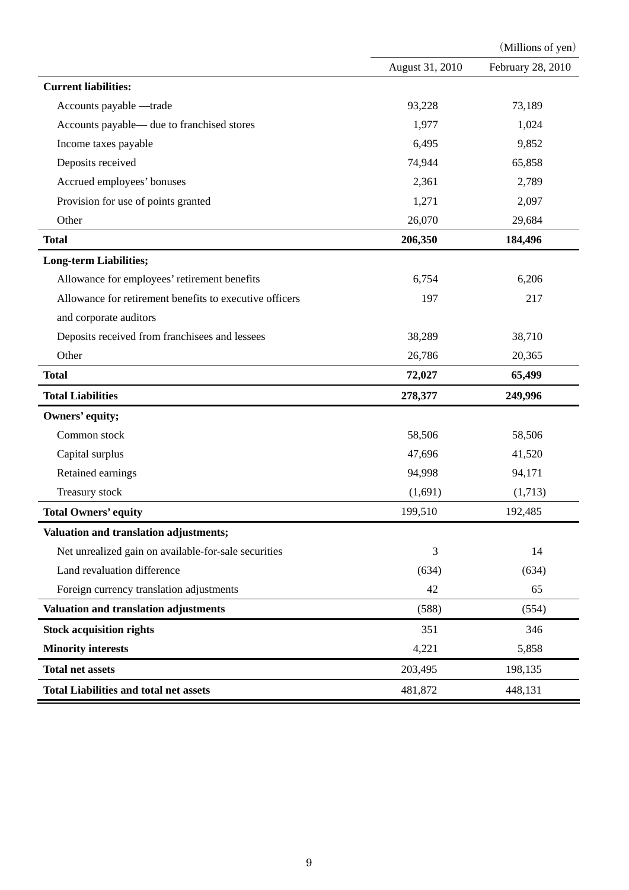(Millions of yen)

| | August 31, 2010 | February 28, 2010 |
|---|---|---|
| **Current liabilities:** | | |
| Accounts payable —trade | 93,228 | 73,189 |
| Accounts payable— due to franchised stores | 1,977 | 1,024 |
| Income taxes payable | 6,495 | 9,852 |
| Deposits received | 74,944 | 65,858 |
| Accrued employees' bonuses | 2,361 | 2,789 |
| Provision for use of points granted | 1,271 | 2,097 |
| Other | 26,070 | 29,684 |
| **Total** | **206,350** | **184,496** |
| **Long-term Liabilities;** | | |
| Allowance for employees' retirement benefits | 6,754 | 6,206 |
| Allowance for retirement benefits to executive officers and corporate auditors | 197 | 217 |
| Deposits received from franchisees and lessees | 38,289 | 38,710 |
| Other | 26,786 | 20,365 |
| **Total** | **72,027** | **65,499** |
| **Total Liabilities** | **278,377** | **249,996** |
| **Owners' equity;** | | |
| Common stock | 58,506 | 58,506 |
| Capital surplus | 47,696 | 41,520 |
| Retained earnings | 94,998 | 94,171 |
| Treasury stock | (1,691) | (1,713) |
| **Total Owners' equity** | 199,510 | 192,485 |
| **Valuation and translation adjustments;** | | |
| Net unrealized gain on available-for-sale securities | 3 | 14 |
| Land revaluation difference | (634) | (634) |
| Foreign currency translation adjustments | 42 | 65 |
| **Valuation and translation adjustments** | (588) | (554) |
| **Stock acquisition rights** | 351 | 346 |
| **Minority interests** | 4,221 | 5,858 |
| **Total net assets** | 203,495 | 198,135 |
| **Total Liabilities and total net assets** | 481,872 | 448,131 |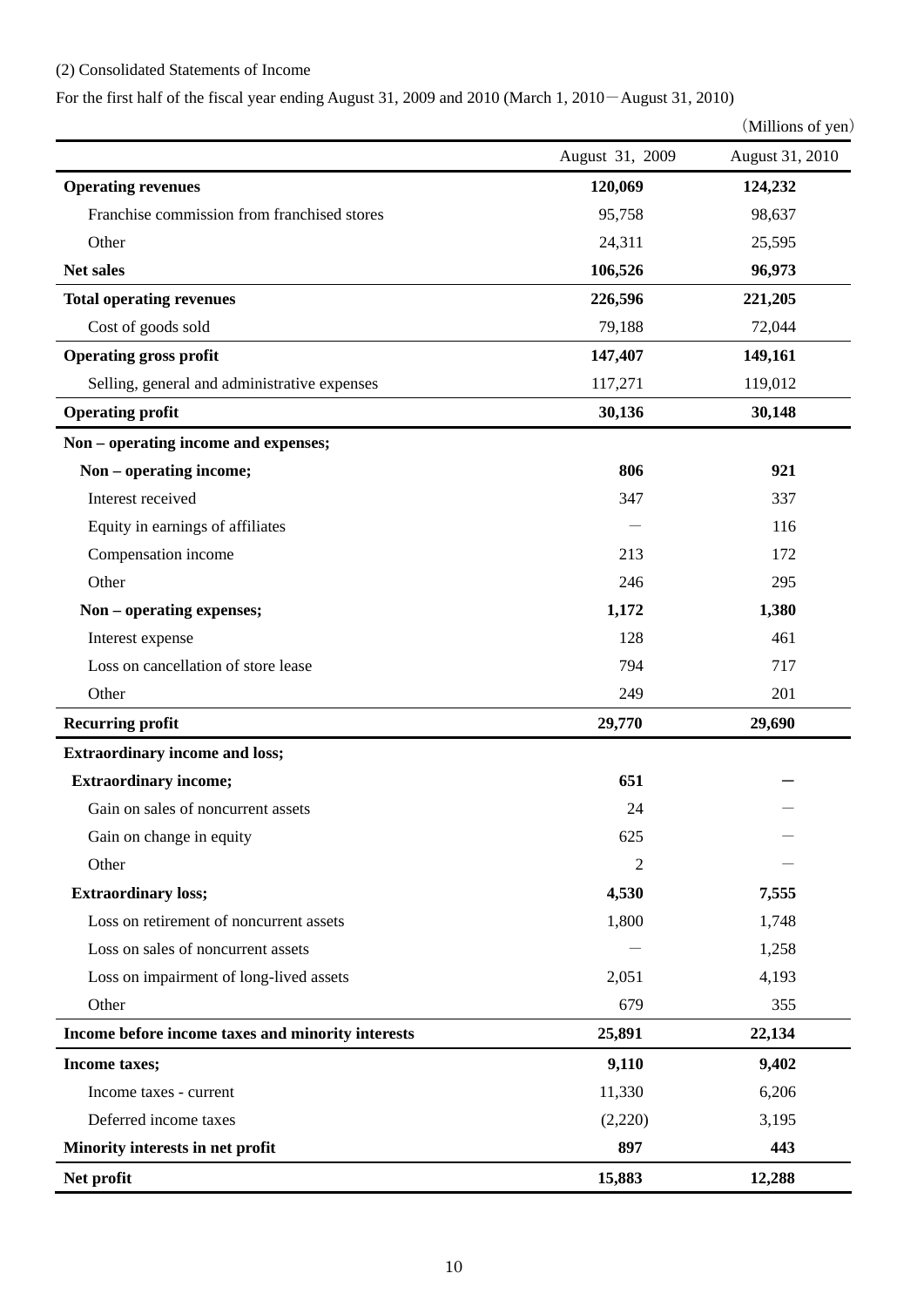(2) Consolidated Statements of Income

For the first half of the fiscal year ending August 31, 2009 and 2010 (March 1, 2010－August 31, 2010)

（Millions of yen）

| | August 31, 2009 | August 31, 2010 |
|---|---|---|
| **Operating revenues** | **120,069** | **124,232** |
| Franchise commission from franchised stores | 95,758 | 98,637 |
| Other | 24,311 | 25,595 |
| **Net sales** | **106,526** | **96,973** |
| **Total operating revenues** | **226,596** | **221,205** |
| Cost of goods sold | 79,188 | 72,044 |
| **Operating gross profit** | **147,407** | **149,161** |
| Selling, general and administrative expenses | 117,271 | 119,012 |
| **Operating profit** | **30,136** | **30,148** |
| **Non – operating income and expenses;** | | |
| **Non – operating income;** | **806** | **921** |
| Interest received | 347 | 337 |
| Equity in earnings of affiliates | — | 116 |
| Compensation income | 213 | 172 |
| Other | 246 | 295 |
| **Non – operating expenses;** | **1,172** | **1,380** |
| Interest expense | 128 | 461 |
| Loss on cancellation of store lease | 794 | 717 |
| Other | 249 | 201 |
| **Recurring profit** | **29,770** | **29,690** |
| **Extraordinary income and loss;** | | |
| **Extraordinary income;** | **651** | **—** |
| Gain on sales of noncurrent assets | 24 | — |
| Gain on change in equity | 625 | — |
| Other | 2 | — |
| **Extraordinary loss;** | **4,530** | **7,555** |
| Loss on retirement of noncurrent assets | 1,800 | 1,748 |
| Loss on sales of noncurrent assets | — | 1,258 |
| Loss on impairment of long-lived assets | 2,051 | 4,193 |
| Other | 679 | 355 |
| **Income before income taxes and minority interests** | **25,891** | **22,134** |
| **Income taxes;** | **9,110** | **9,402** |
| Income taxes - current | 11,330 | 6,206 |
| Deferred income taxes | (2,220) | 3,195 |
| **Minority interests in net profit** | **897** | **443** |
| **Net profit** | **15,883** | **12,288** |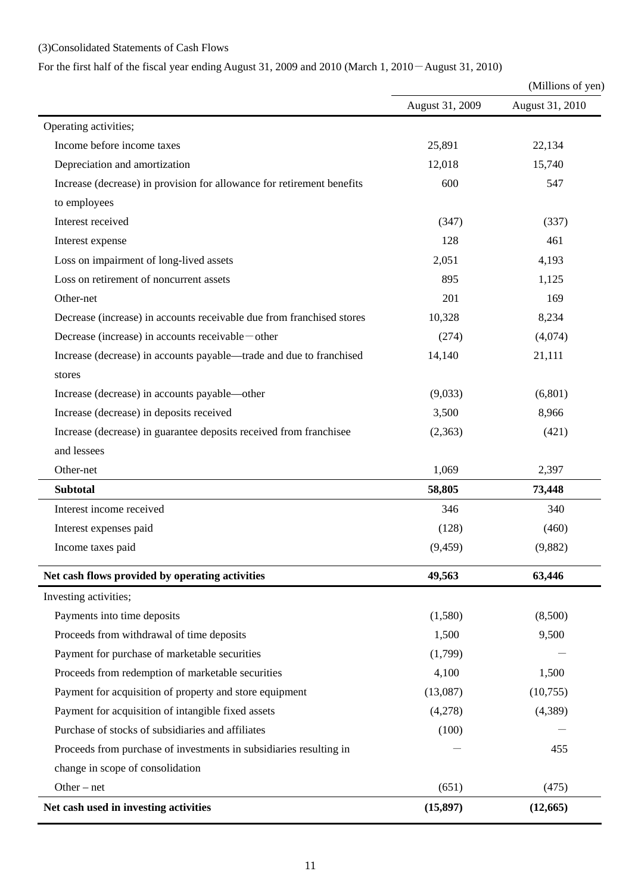(3)Consolidated Statements of Cash Flows

For the first half of the fiscal year ending August 31, 2009 and 2010 (March 1, 2010－August 31, 2010)

(Millions of yen)

| | August 31, 2009 | August 31, 2010 |
|---|---|---|
| Operating activities; | | |
| Income before income taxes | 25,891 | 22,134 |
| Depreciation and amortization | 12,018 | 15,740 |
| Increase (decrease) in provision for allowance for retirement benefits to employees | 600 | 547 |
| Interest received | (347) | (337) |
| Interest expense | 128 | 461 |
| Loss on impairment of long-lived assets | 2,051 | 4,193 |
| Loss on retirement of noncurrent assets | 895 | 1,125 |
| Other-net | 201 | 169 |
| Decrease (increase) in accounts receivable due from franchised stores | 10,328 | 8,234 |
| Decrease (increase) in accounts receivable－other | (274) | (4,074) |
| Increase (decrease) in accounts payable—trade and due to franchised stores | 14,140 | 21,111 |
| Increase (decrease) in accounts payable—other | (9,033) | (6,801) |
| Increase (decrease) in deposits received | 3,500 | 8,966 |
| Increase (decrease) in guarantee deposits received from franchisee and lessees | (2,363) | (421) |
| Other-net | 1,069 | 2,397 |
| **Subtotal** | **58,805** | **73,448** |
| Interest income received | 346 | 340 |
| Interest expenses paid | (128) | (460) |
| Income taxes paid | (9,459) | (9,882) |
| **Net cash flows provided by operating activities** | **49,563** | **63,446** |
| Investing activities; | | |
| Payments into time deposits | (1,580) | (8,500) |
| Proceeds from withdrawal of time deposits | 1,500 | 9,500 |
| Payment for purchase of marketable securities | (1,799) | － |
| Proceeds from redemption of marketable securities | 4,100 | 1,500 |
| Payment for acquisition of property and store equipment | (13,087) | (10,755) |
| Payment for acquisition of intangible fixed assets | (4,278) | (4,389) |
| Purchase of stocks of subsidiaries and affiliates | (100) | － |
| Proceeds from purchase of investments in subsidiaries resulting in change in scope of consolidation | － | 455 |
| Other – net | (651) | (475) |
| **Net cash used in investing activities** | **(15,897)** | **(12,665)** |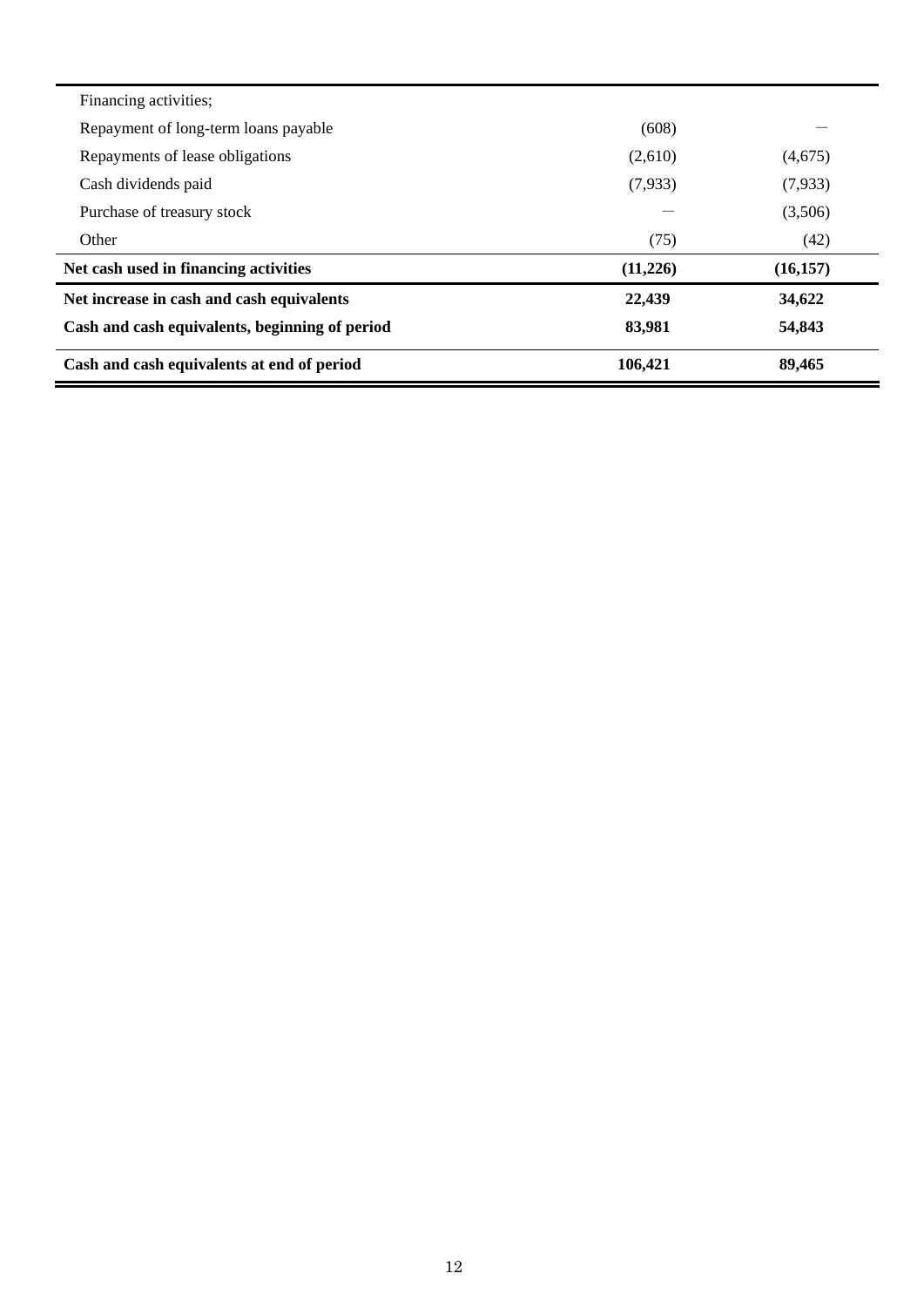| | | |
|---|---|---|
| Financing activities; | | |
| Repayment of long-term loans payable | (608) | — |
| Repayments of lease obligations | (2,610) | (4,675) |
| Cash dividends paid | (7,933) | (7,933) |
| Purchase of treasury stock | — | (3,506) |
| Other | (75) | (42) |
| **Net cash used in financing activities** | **(11,226)** | **(16,157)** |
| **Net increase in cash and cash equivalents** | **22,439** | **34,622** |
| **Cash and cash equivalents, beginning of period** | **83,981** | **54,843** |
| **Cash and cash equivalents at end of period** | **106,421** | **89,465** |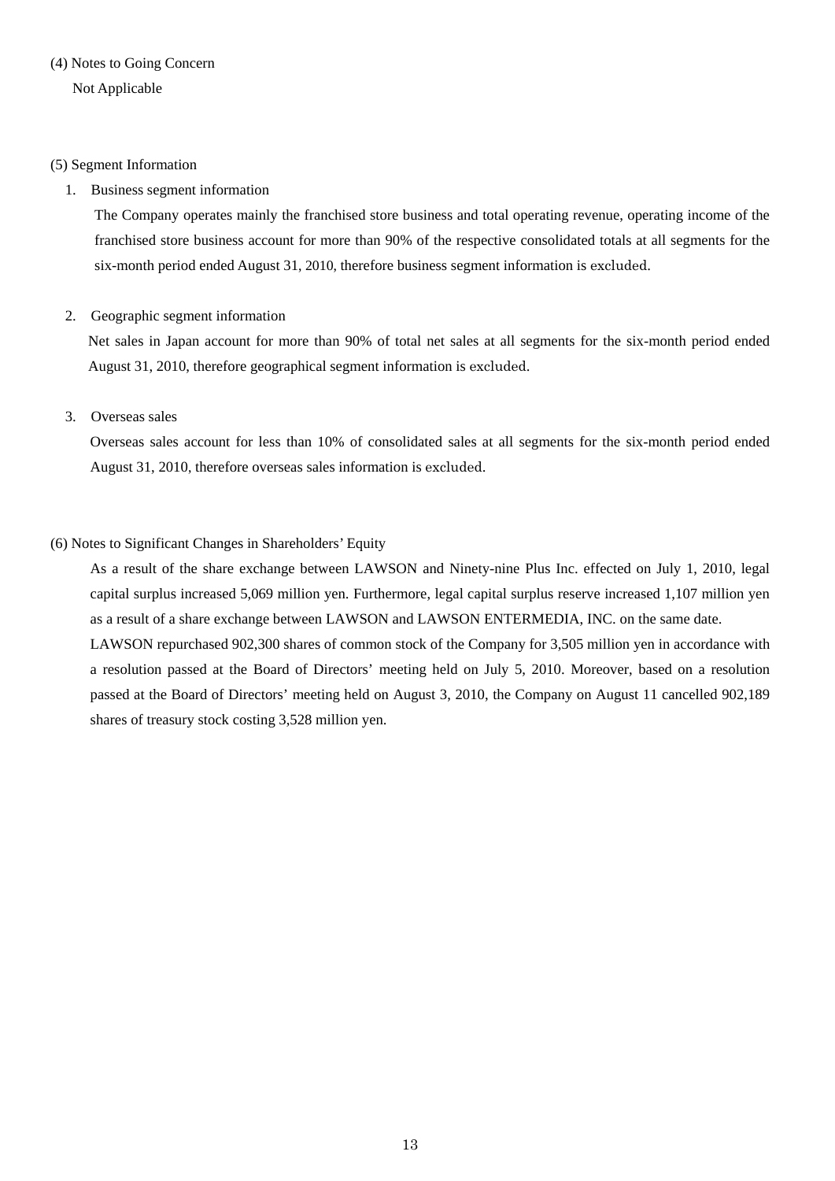(4) Notes to Going Concern

Not Applicable

(5) Segment Information

1. Business segment information

   The Company operates mainly the franchised store business and total operating revenue, operating income of the franchised store business account for more than 90% of the respective consolidated totals at all segments for the six-month period ended August 31, 2010, therefore business segment information is excluded.

2. Geographic segment information

   Net sales in Japan account for more than 90% of total net sales at all segments for the six-month period ended August 31, 2010, therefore geographical segment information is excluded.

3. Overseas sales

   Overseas sales account for less than 10% of consolidated sales at all segments for the six-month period ended August 31, 2010, therefore overseas sales information is excluded.

(6) Notes to Significant Changes in Shareholders' Equity

As a result of the share exchange between LAWSON and Ninety-nine Plus Inc. effected on July 1, 2010, legal capital surplus increased 5,069 million yen. Furthermore, legal capital surplus reserve increased 1,107 million yen as a result of a share exchange between LAWSON and LAWSON ENTERMEDIA, INC. on the same date.

LAWSON repurchased 902,300 shares of common stock of the Company for 3,505 million yen in accordance with a resolution passed at the Board of Directors' meeting held on July 5, 2010. Moreover, based on a resolution passed at the Board of Directors' meeting held on August 3, 2010, the Company on August 11 cancelled 902,189 shares of treasury stock costing 3,528 million yen.